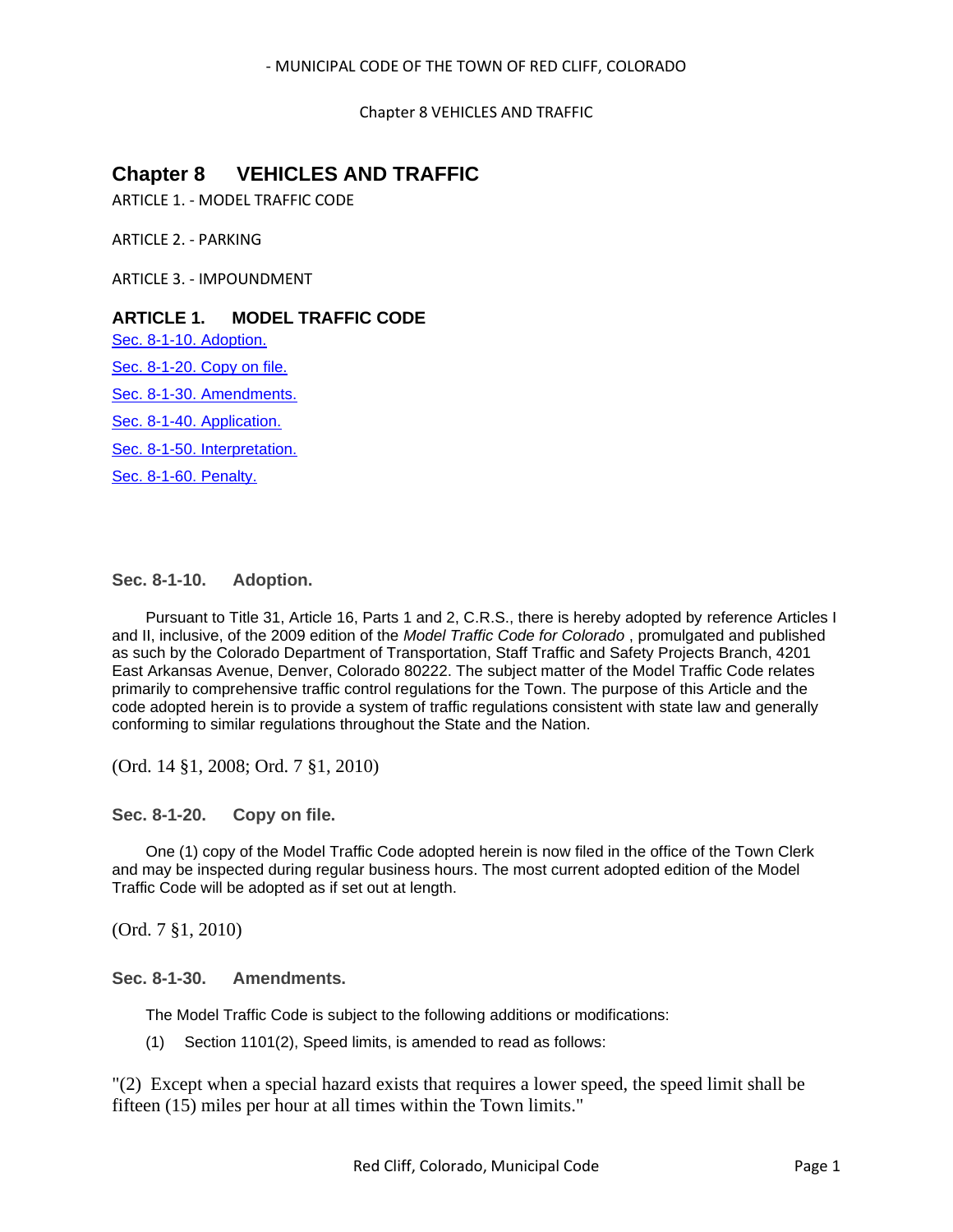# Chapter 8 VEHICLES AND TRAFFIC

ARTICLE 1. - MODEL TRAFFIC CODE

ARTICLE 2. - PARKING

ARTICLE 3. - IMPOUNDMENT

## ARTICLE 1. MODEL TRAFFIC CODE

Sec. 8-1-10. Adoption.

Sec. 8-1-20. Copy on file.

Sec. 8-1-30. Amendments.

Sec. 8-1-40. Application.

Sec. 8-1-50. Interpretation.

Sec. 8-1-60. Penalty.

### Sec. 8-1-10. Adoption.

Pursuant to Title 31, Article 16, Parts 1 and 2, C.R.S., there is hereby adopted by reference Articles I and II, inclusive, of the 2009 edition of the *Model Traffic Code for Colorado* , promulgated and published as such by the Colorado Department of Transportation, Staff Traffic and Safety Projects Branch, 4201 East Arkansas Avenue, Denver, Colorado 80222. The subject matter of the Model Traffic Code relates primarily to comprehensive traffic control regulations for the Town. The purpose of this Article and the code adopted herein is to provide a system of traffic regulations consistent with state law and generally conforming to similar regulations throughout the State and the Nation.

(Ord. 14 §1, 2008; Ord. 7 §1, 2010)

### Sec. 8-1-20. Copy on file.

One (1) copy of the Model Traffic Code adopted herein is now filed in the office of the Town Clerk and may be inspected during regular business hours. The most current adopted edition of the Model Traffic Code will be adopted as if set out at length.

(Ord. 7 §1, 2010)

### Sec. 8-1-30. Amendments.

The Model Traffic Code is subject to the following additions or modifications:

(1) Section 1101(2), Speed limits, is amended to read as follows:

"(2) Except when a special hazard exists that requires a lower speed, the speed limit shall be fifteen (15) miles per hour at all times within the Town limits."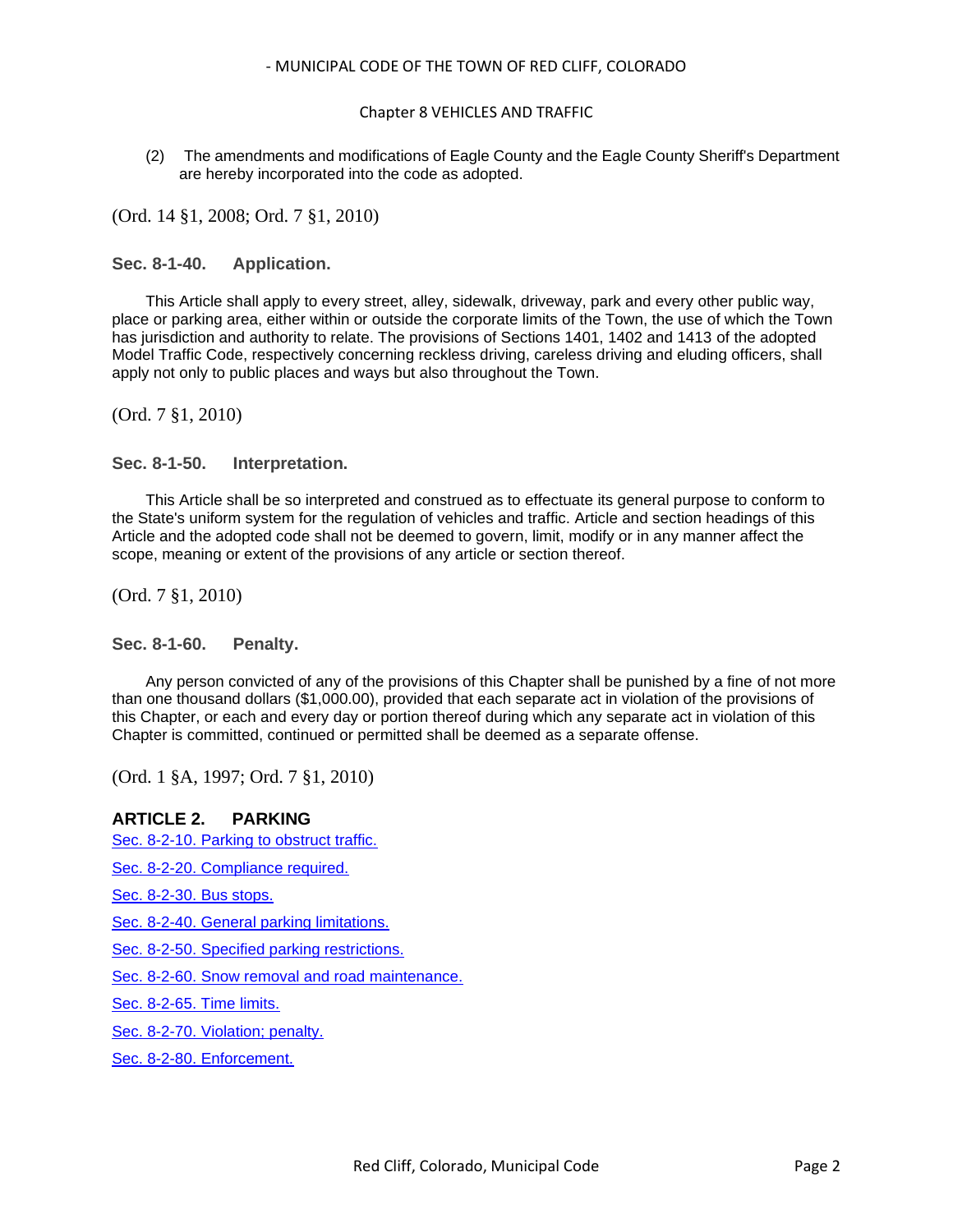(2) The amendments and modifications of Eagle County and the Eagle County Sheriff's Department are hereby incorporated into the code as adopted.

(Ord. 14 §1, 2008; Ord. 7 §1, 2010)

### Sec. 8-1-40. Application.

This Article shall apply to every street, alley, sidewalk, driveway, park and every other public way, place or parking area, either within or outside the corporate limits of the Town, the use of which the Town has jurisdiction and authority to relate. The provisions of Sections 1401, 1402 and 1413 of the adopted Model Traffic Code, respectively concerning reckless driving, careless driving and eluding officers, shall apply not only to public places and ways but also throughout the Town.

(Ord. 7 §1, 2010)

### Sec. 8-1-50. Interpretation.

This Article shall be so interpreted and construed as to effectuate its general purpose to conform to the State's uniform system for the regulation of vehicles and traffic. Article and section headings of this Article and the adopted code shall not be deemed to govern, limit, modify or in any manner affect the scope, meaning or extent of the provisions of any article or section thereof.

(Ord. 7 §1, 2010)

### Sec. 8-1-60. Penalty.

Any person convicted of any of the provisions of this Chapter shall be punished by a fine of not more than one thousand dollars ($1,000.00), provided that each separate act in violation of the provisions of this Chapter, or each and every day or portion thereof during which any separate act in violation of this Chapter is committed, continued or permitted shall be deemed as a separate offense.

(Ord. 1 §A, 1997; Ord. 7 §1, 2010)

## ARTICLE 2. PARKING

Sec. 8-2-10. Parking to obstruct traffic.

Sec. 8-2-20. Compliance required.

Sec. 8-2-30. Bus stops.

Sec. 8-2-40. General parking limitations.

Sec. 8-2-50. Specified parking restrictions.

Sec. 8-2-60. Snow removal and road maintenance.

Sec. 8-2-65. Time limits.

Sec. 8-2-70. Violation; penalty.

Sec. 8-2-80. Enforcement.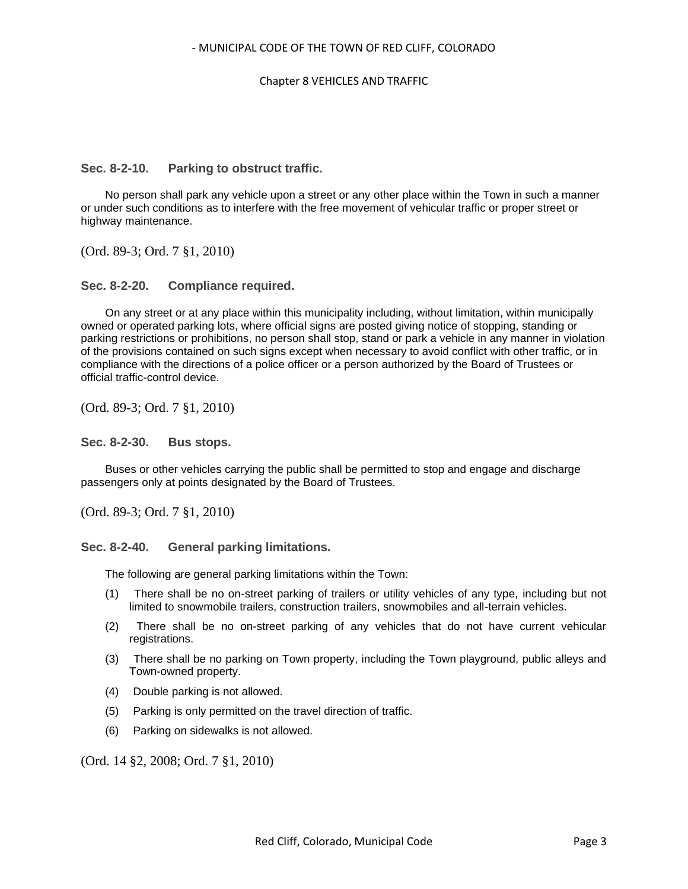### Sec. 8-2-10. Parking to obstruct traffic.

No person shall park any vehicle upon a street or any other place within the Town in such a manner or under such conditions as to interfere with the free movement of vehicular traffic or proper street or highway maintenance.

(Ord. 89-3; Ord. 7 §1, 2010)

### Sec. 8-2-20. Compliance required.

On any street or at any place within this municipality including, without limitation, within municipally owned or operated parking lots, where official signs are posted giving notice of stopping, standing or parking restrictions or prohibitions, no person shall stop, stand or park a vehicle in any manner in violation of the provisions contained on such signs except when necessary to avoid conflict with other traffic, or in compliance with the directions of a police officer or a person authorized by the Board of Trustees or official traffic-control device.

(Ord. 89-3; Ord. 7 §1, 2010)

### Sec. 8-2-30. Bus stops.

Buses or other vehicles carrying the public shall be permitted to stop and engage and discharge passengers only at points designated by the Board of Trustees.

(Ord. 89-3; Ord. 7 §1, 2010)

### Sec. 8-2-40. General parking limitations.

The following are general parking limitations within the Town:

(1) There shall be no on-street parking of trailers or utility vehicles of any type, including but not limited to snowmobile trailers, construction trailers, snowmobiles and all-terrain vehicles.

(2) There shall be no on-street parking of any vehicles that do not have current vehicular registrations.

(3) There shall be no parking on Town property, including the Town playground, public alleys and Town-owned property.

(4) Double parking is not allowed.

(5) Parking is only permitted on the travel direction of traffic.

(6) Parking on sidewalks is not allowed.

(Ord. 14 §2, 2008; Ord. 7 §1, 2010)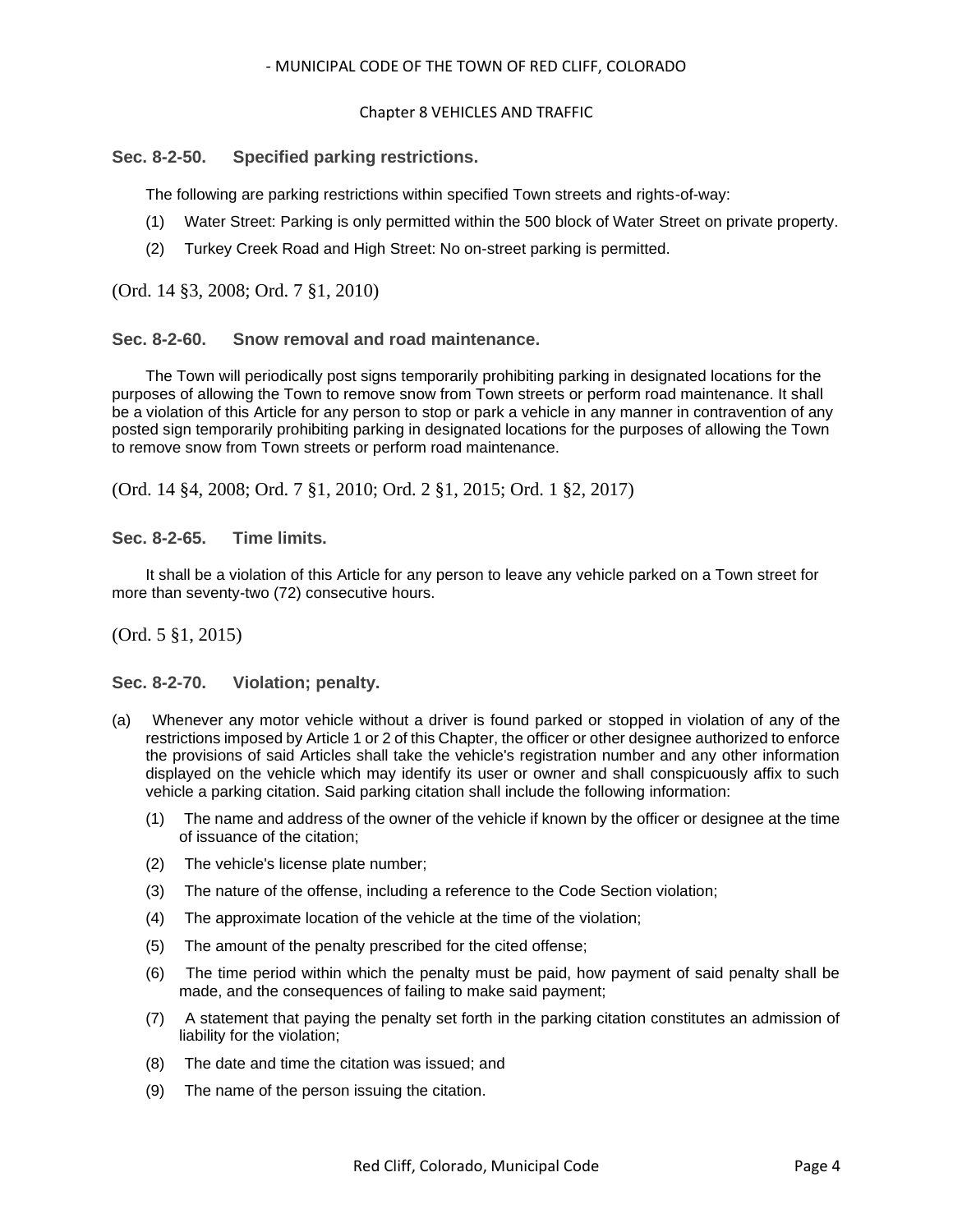### Sec. 8-2-50. Specified parking restrictions.

The following are parking restrictions within specified Town streets and rights-of-way:

(1) Water Street: Parking is only permitted within the 500 block of Water Street on private property.

(2) Turkey Creek Road and High Street: No on-street parking is permitted.

(Ord. 14 §3, 2008; Ord. 7 §1, 2010)

### Sec. 8-2-60. Snow removal and road maintenance.

The Town will periodically post signs temporarily prohibiting parking in designated locations for the purposes of allowing the Town to remove snow from Town streets or perform road maintenance. It shall be a violation of this Article for any person to stop or park a vehicle in any manner in contravention of any posted sign temporarily prohibiting parking in designated locations for the purposes of allowing the Town to remove snow from Town streets or perform road maintenance.

(Ord. 14 §4, 2008; Ord. 7 §1, 2010; Ord. 2 §1, 2015; Ord. 1 §2, 2017)

### Sec. 8-2-65. Time limits.

It shall be a violation of this Article for any person to leave any vehicle parked on a Town street for more than seventy-two (72) consecutive hours.

(Ord. 5 §1, 2015)

### Sec. 8-2-70. Violation; penalty.

(a) Whenever any motor vehicle without a driver is found parked or stopped in violation of any of the restrictions imposed by Article 1 or 2 of this Chapter, the officer or other designee authorized to enforce the provisions of said Articles shall take the vehicle's registration number and any other information displayed on the vehicle which may identify its user or owner and shall conspicuously affix to such vehicle a parking citation. Said parking citation shall include the following information:

(1) The name and address of the owner of the vehicle if known by the officer or designee at the time of issuance of the citation;

(2) The vehicle's license plate number;

(3) The nature of the offense, including a reference to the Code Section violation;

(4) The approximate location of the vehicle at the time of the violation;

(5) The amount of the penalty prescribed for the cited offense;

(6) The time period within which the penalty must be paid, how payment of said penalty shall be made, and the consequences of failing to make said payment;

(7) A statement that paying the penalty set forth in the parking citation constitutes an admission of liability for the violation;

(8) The date and time the citation was issued; and

(9) The name of the person issuing the citation.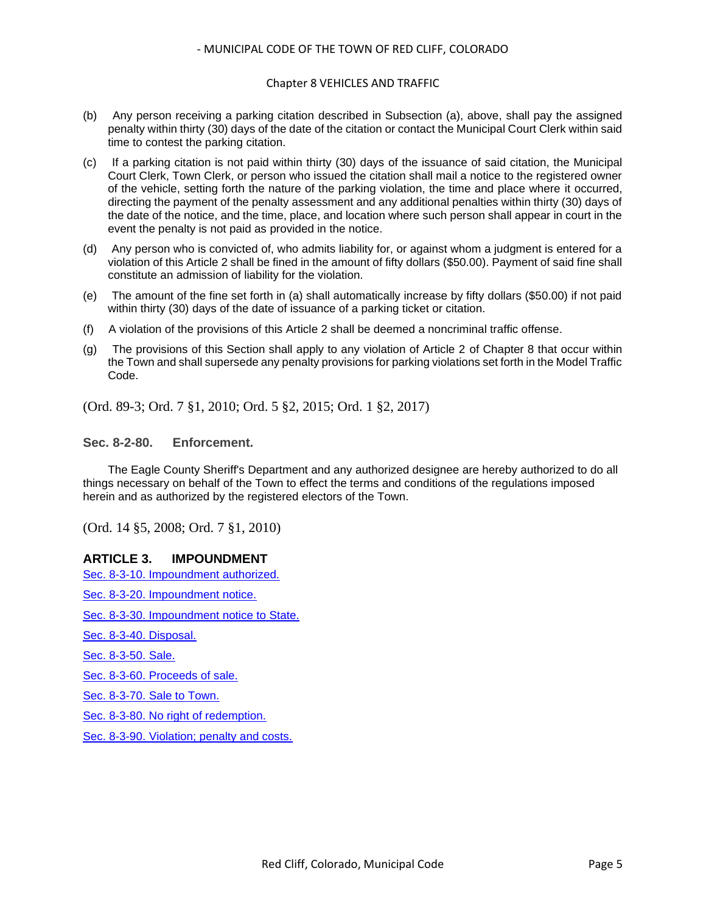(b) Any person receiving a parking citation described in Subsection (a), above, shall pay the assigned penalty within thirty (30) days of the date of the citation or contact the Municipal Court Clerk within said time to contest the parking citation.

(c) If a parking citation is not paid within thirty (30) days of the issuance of said citation, the Municipal Court Clerk, Town Clerk, or person who issued the citation shall mail a notice to the registered owner of the vehicle, setting forth the nature of the parking violation, the time and place where it occurred, directing the payment of the penalty assessment and any additional penalties within thirty (30) days of the date of the notice, and the time, place, and location where such person shall appear in court in the event the penalty is not paid as provided in the notice.

(d) Any person who is convicted of, who admits liability for, or against whom a judgment is entered for a violation of this Article 2 shall be fined in the amount of fifty dollars ($50.00). Payment of said fine shall constitute an admission of liability for the violation.

(e) The amount of the fine set forth in (a) shall automatically increase by fifty dollars ($50.00) if not paid within thirty (30) days of the date of issuance of a parking ticket or citation.

(f) A violation of the provisions of this Article 2 shall be deemed a noncriminal traffic offense.

(g) The provisions of this Section shall apply to any violation of Article 2 of Chapter 8 that occur within the Town and shall supersede any penalty provisions for parking violations set forth in the Model Traffic Code.

(Ord. 89-3; Ord. 7 §1, 2010; Ord. 5 §2, 2015; Ord. 1 §2, 2017)

### Sec. 8-2-80. Enforcement.

The Eagle County Sheriff's Department and any authorized designee are hereby authorized to do all things necessary on behalf of the Town to effect the terms and conditions of the regulations imposed herein and as authorized by the registered electors of the Town.

(Ord. 14 §5, 2008; Ord. 7 §1, 2010)

## ARTICLE 3. IMPOUNDMENT

Sec. 8-3-10. Impoundment authorized.

Sec. 8-3-20. Impoundment notice.

Sec. 8-3-30. Impoundment notice to State.

Sec. 8-3-40. Disposal.

Sec. 8-3-50. Sale.

Sec. 8-3-60. Proceeds of sale.

Sec. 8-3-70. Sale to Town.

Sec. 8-3-80. No right of redemption.

Sec. 8-3-90. Violation; penalty and costs.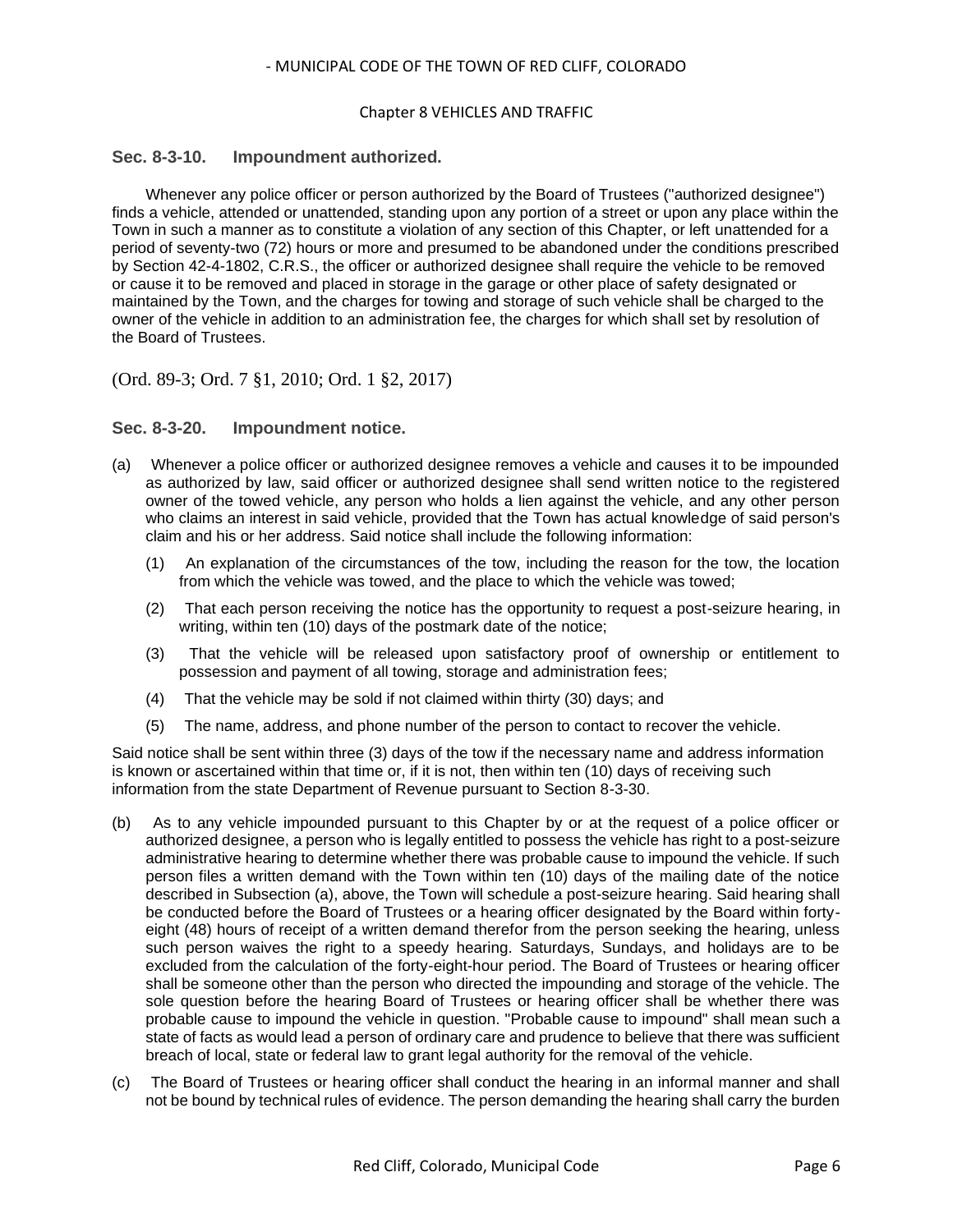### Sec. 8-3-10. Impoundment authorized.

Whenever any police officer or person authorized by the Board of Trustees ("authorized designee") finds a vehicle, attended or unattended, standing upon any portion of a street or upon any place within the Town in such a manner as to constitute a violation of any section of this Chapter, or left unattended for a period of seventy-two (72) hours or more and presumed to be abandoned under the conditions prescribed by Section 42-4-1802, C.R.S., the officer or authorized designee shall require the vehicle to be removed or cause it to be removed and placed in storage in the garage or other place of safety designated or maintained by the Town, and the charges for towing and storage of such vehicle shall be charged to the owner of the vehicle in addition to an administration fee, the charges for which shall set by resolution of the Board of Trustees.

(Ord. 89-3; Ord. 7 §1, 2010; Ord. 1 §2, 2017)

### Sec. 8-3-20. Impoundment notice.

(a) Whenever a police officer or authorized designee removes a vehicle and causes it to be impounded as authorized by law, said officer or authorized designee shall send written notice to the registered owner of the towed vehicle, any person who holds a lien against the vehicle, and any other person who claims an interest in said vehicle, provided that the Town has actual knowledge of said person's claim and his or her address. Said notice shall include the following information:

   (1) An explanation of the circumstances of the tow, including the reason for the tow, the location from which the vehicle was towed, and the place to which the vehicle was towed;

   (2) That each person receiving the notice has the opportunity to request a post-seizure hearing, in writing, within ten (10) days of the postmark date of the notice;

   (3) That the vehicle will be released upon satisfactory proof of ownership or entitlement to possession and payment of all towing, storage and administration fees;

   (4) That the vehicle may be sold if not claimed within thirty (30) days; and

   (5) The name, address, and phone number of the person to contact to recover the vehicle.

Said notice shall be sent within three (3) days of the tow if the necessary name and address information is known or ascertained within that time or, if it is not, then within ten (10) days of receiving such information from the state Department of Revenue pursuant to Section 8-3-30.

(b) As to any vehicle impounded pursuant to this Chapter by or at the request of a police officer or authorized designee, a person who is legally entitled to possess the vehicle has right to a post-seizure administrative hearing to determine whether there was probable cause to impound the vehicle. If such person files a written demand with the Town within ten (10) days of the mailing date of the notice described in Subsection (a), above, the Town will schedule a post-seizure hearing. Said hearing shall be conducted before the Board of Trustees or a hearing officer designated by the Board within forty-eight (48) hours of receipt of a written demand therefor from the person seeking the hearing, unless such person waives the right to a speedy hearing. Saturdays, Sundays, and holidays are to be excluded from the calculation of the forty-eight-hour period. The Board of Trustees or hearing officer shall be someone other than the person who directed the impounding and storage of the vehicle. The sole question before the hearing Board of Trustees or hearing officer shall be whether there was probable cause to impound the vehicle in question. "Probable cause to impound" shall mean such a state of facts as would lead a person of ordinary care and prudence to believe that there was sufficient breach of local, state or federal law to grant legal authority for the removal of the vehicle.

(c) The Board of Trustees or hearing officer shall conduct the hearing in an informal manner and shall not be bound by technical rules of evidence. The person demanding the hearing shall carry the burden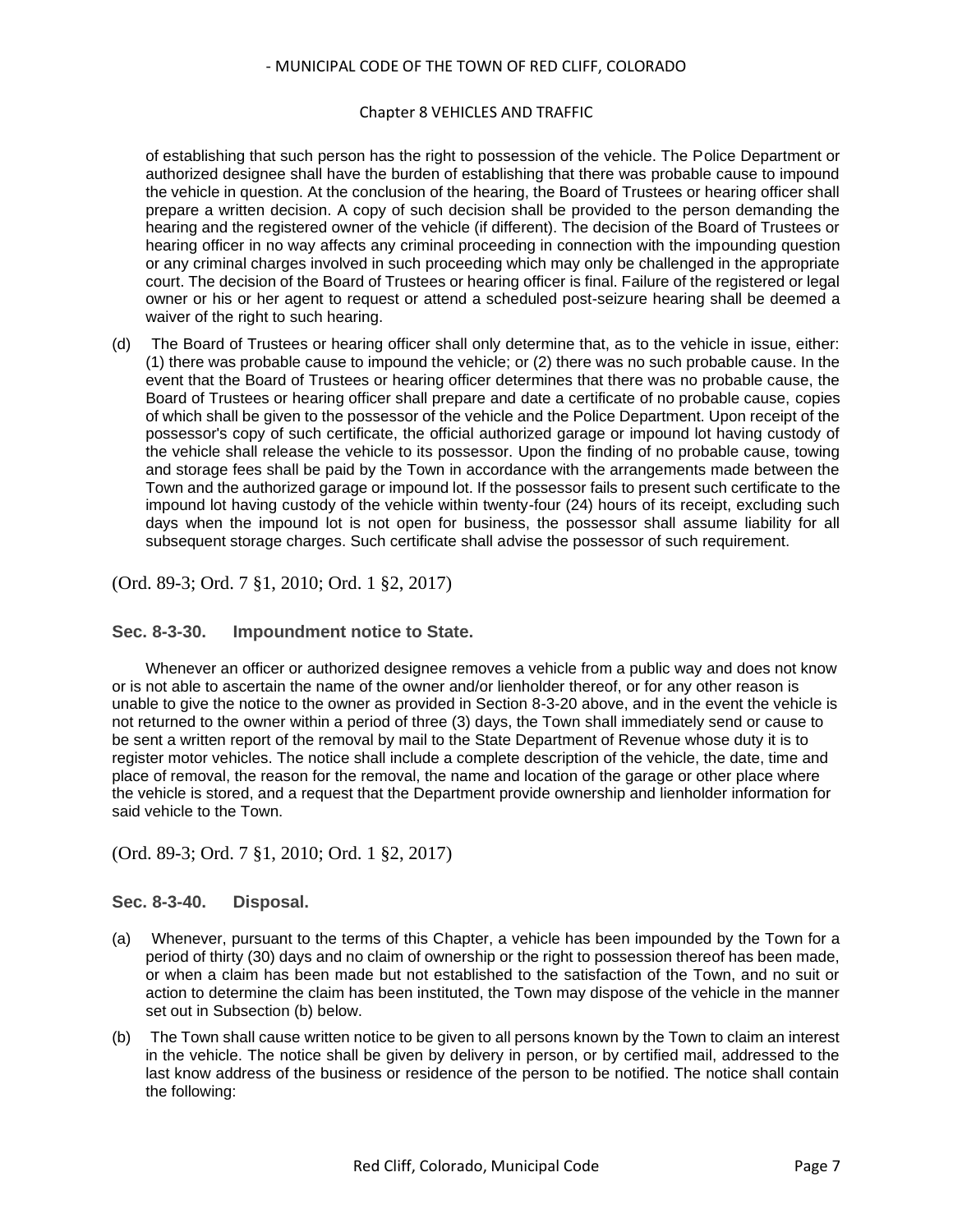of establishing that such person has the right to possession of the vehicle. The Police Department or authorized designee shall have the burden of establishing that there was probable cause to impound the vehicle in question. At the conclusion of the hearing, the Board of Trustees or hearing officer shall prepare a written decision. A copy of such decision shall be provided to the person demanding the hearing and the registered owner of the vehicle (if different). The decision of the Board of Trustees or hearing officer in no way affects any criminal proceeding in connection with the impounding question or any criminal charges involved in such proceeding which may only be challenged in the appropriate court. The decision of the Board of Trustees or hearing officer is final. Failure of the registered or legal owner or his or her agent to request or attend a scheduled post-seizure hearing shall be deemed a waiver of the right to such hearing.

(d) The Board of Trustees or hearing officer shall only determine that, as to the vehicle in issue, either: (1) there was probable cause to impound the vehicle; or (2) there was no such probable cause. In the event that the Board of Trustees or hearing officer determines that there was no probable cause, the Board of Trustees or hearing officer shall prepare and date a certificate of no probable cause, copies of which shall be given to the possessor of the vehicle and the Police Department. Upon receipt of the possessor's copy of such certificate, the official authorized garage or impound lot having custody of the vehicle shall release the vehicle to its possessor. Upon the finding of no probable cause, towing and storage fees shall be paid by the Town in accordance with the arrangements made between the Town and the authorized garage or impound lot. If the possessor fails to present such certificate to the impound lot having custody of the vehicle within twenty-four (24) hours of its receipt, excluding such days when the impound lot is not open for business, the possessor shall assume liability for all subsequent storage charges. Such certificate shall advise the possessor of such requirement.

(Ord. 89-3; Ord. 7 §1, 2010; Ord. 1 §2, 2017)

### Sec. 8-3-30. Impoundment notice to State.

Whenever an officer or authorized designee removes a vehicle from a public way and does not know or is not able to ascertain the name of the owner and/or lienholder thereof, or for any other reason is unable to give the notice to the owner as provided in Section 8-3-20 above, and in the event the vehicle is not returned to the owner within a period of three (3) days, the Town shall immediately send or cause to be sent a written report of the removal by mail to the State Department of Revenue whose duty it is to register motor vehicles. The notice shall include a complete description of the vehicle, the date, time and place of removal, the reason for the removal, the name and location of the garage or other place where the vehicle is stored, and a request that the Department provide ownership and lienholder information for said vehicle to the Town.

(Ord. 89-3; Ord. 7 §1, 2010; Ord. 1 §2, 2017)

### Sec. 8-3-40. Disposal.

(a) Whenever, pursuant to the terms of this Chapter, a vehicle has been impounded by the Town for a period of thirty (30) days and no claim of ownership or the right to possession thereof has been made, or when a claim has been made but not established to the satisfaction of the Town, and no suit or action to determine the claim has been instituted, the Town may dispose of the vehicle in the manner set out in Subsection (b) below.

(b) The Town shall cause written notice to be given to all persons known by the Town to claim an interest in the vehicle. The notice shall be given by delivery in person, or by certified mail, addressed to the last know address of the business or residence of the person to be notified. The notice shall contain the following: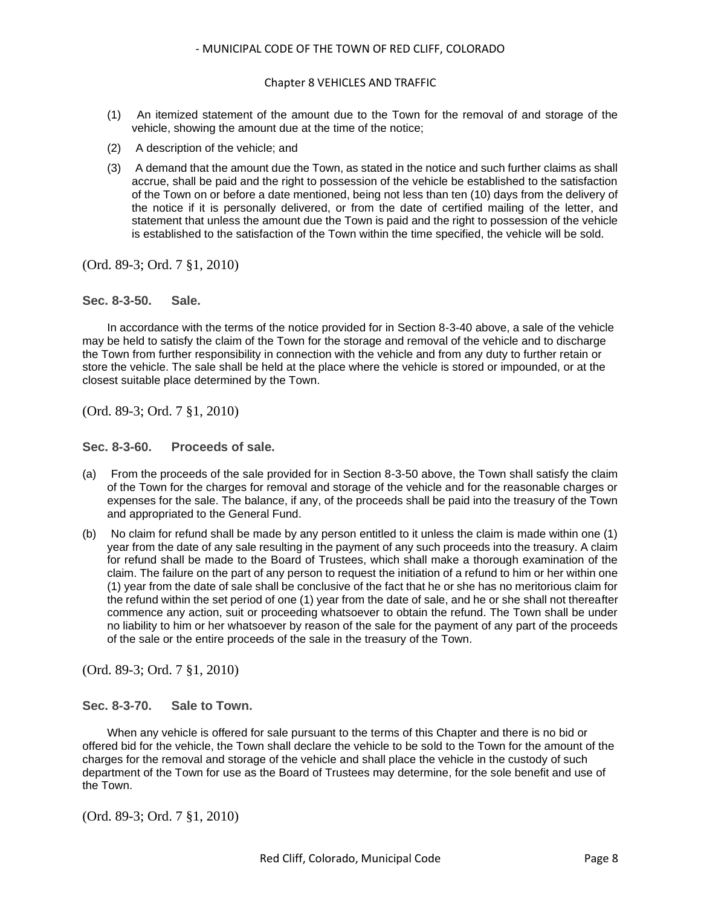(1) An itemized statement of the amount due to the Town for the removal of and storage of the vehicle, showing the amount due at the time of the notice;

(2) A description of the vehicle; and

(3) A demand that the amount due the Town, as stated in the notice and such further claims as shall accrue, shall be paid and the right to possession of the vehicle be established to the satisfaction of the Town on or before a date mentioned, being not less than ten (10) days from the delivery of the notice if it is personally delivered, or from the date of certified mailing of the letter, and statement that unless the amount due the Town is paid and the right to possession of the vehicle is established to the satisfaction of the Town within the time specified, the vehicle will be sold.

(Ord. 89-3; Ord. 7 §1, 2010)

### Sec. 8-3-50. Sale.

In accordance with the terms of the notice provided for in Section 8-3-40 above, a sale of the vehicle may be held to satisfy the claim of the Town for the storage and removal of the vehicle and to discharge the Town from further responsibility in connection with the vehicle and from any duty to further retain or store the vehicle. The sale shall be held at the place where the vehicle is stored or impounded, or at the closest suitable place determined by the Town.

(Ord. 89-3; Ord. 7 §1, 2010)

### Sec. 8-3-60. Proceeds of sale.

(a) From the proceeds of the sale provided for in Section 8-3-50 above, the Town shall satisfy the claim of the Town for the charges for removal and storage of the vehicle and for the reasonable charges or expenses for the sale. The balance, if any, of the proceeds shall be paid into the treasury of the Town and appropriated to the General Fund.

(b) No claim for refund shall be made by any person entitled to it unless the claim is made within one (1) year from the date of any sale resulting in the payment of any such proceeds into the treasury. A claim for refund shall be made to the Board of Trustees, which shall make a thorough examination of the claim. The failure on the part of any person to request the initiation of a refund to him or her within one (1) year from the date of sale shall be conclusive of the fact that he or she has no meritorious claim for the refund within the set period of one (1) year from the date of sale, and he or she shall not thereafter commence any action, suit or proceeding whatsoever to obtain the refund. The Town shall be under no liability to him or her whatsoever by reason of the sale for the payment of any part of the proceeds of the sale or the entire proceeds of the sale in the treasury of the Town.

(Ord. 89-3; Ord. 7 §1, 2010)

### Sec. 8-3-70. Sale to Town.

When any vehicle is offered for sale pursuant to the terms of this Chapter and there is no bid or offered bid for the vehicle, the Town shall declare the vehicle to be sold to the Town for the amount of the charges for the removal and storage of the vehicle and shall place the vehicle in the custody of such department of the Town for use as the Board of Trustees may determine, for the sole benefit and use of the Town.

(Ord. 89-3; Ord. 7 §1, 2010)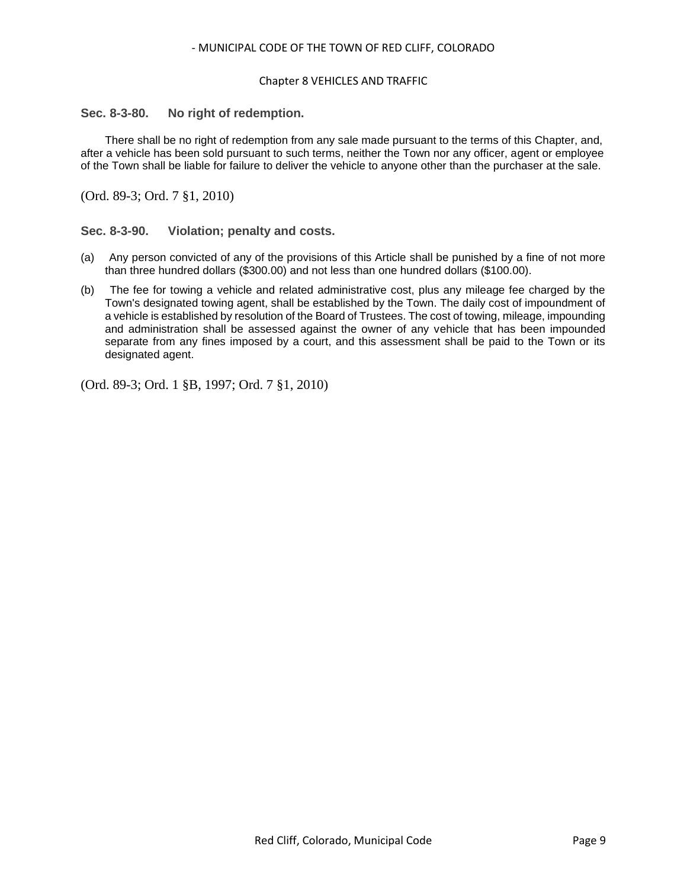### Sec. 8-3-80. No right of redemption.

There shall be no right of redemption from any sale made pursuant to the terms of this Chapter, and, after a vehicle has been sold pursuant to such terms, neither the Town nor any officer, agent or employee of the Town shall be liable for failure to deliver the vehicle to anyone other than the purchaser at the sale.

(Ord. 89-3; Ord. 7 §1, 2010)

### Sec. 8-3-90. Violation; penalty and costs.

(a) Any person convicted of any of the provisions of this Article shall be punished by a fine of not more than three hundred dollars ($300.00) and not less than one hundred dollars ($100.00).

(b) The fee for towing a vehicle and related administrative cost, plus any mileage fee charged by the Town's designated towing agent, shall be established by the Town. The daily cost of impoundment of a vehicle is established by resolution of the Board of Trustees. The cost of towing, mileage, impounding and administration shall be assessed against the owner of any vehicle that has been impounded separate from any fines imposed by a court, and this assessment shall be paid to the Town or its designated agent.

(Ord. 89-3; Ord. 1 §B, 1997; Ord. 7 §1, 2010)